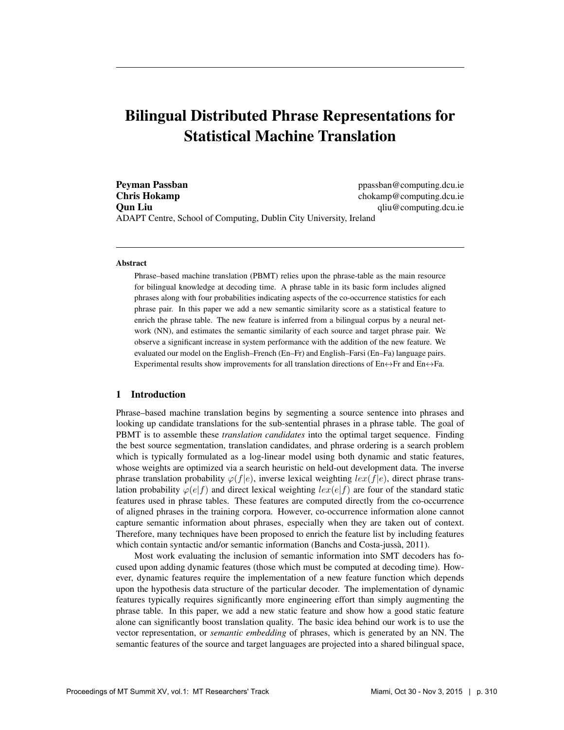# Bilingual Distributed Phrase Representations for Statistical Machine Translation

**Peyman Passban** ppassban@computing.dcu.ie
**Chris Hokamp** chokamp@computing.dcu.ie
**Qun Liu** qliu@computing.dcu.ie
ADAPT Centre, School of Computing, Dublin City University, Ireland

### Abstract

Phrase–based machine translation (PBMT) relies upon the phrase-table as the main resource for bilingual knowledge at decoding time. A phrase table in its basic form includes aligned phrases along with four probabilities indicating aspects of the co-occurrence statistics for each phrase pair. In this paper we add a new semantic similarity score as a statistical feature to enrich the phrase table. The new feature is inferred from a bilingual corpus by a neural network (NN), and estimates the semantic similarity of each source and target phrase pair. We observe a significant increase in system performance with the addition of the new feature. We evaluated our model on the English–French (En–Fr) and English–Farsi (En–Fa) language pairs. Experimental results show improvements for all translation directions of En↔Fr and En↔Fa.

## 1 Introduction

Phrase–based machine translation begins by segmenting a source sentence into phrases and looking up candidate translations for the sub-sentential phrases in a phrase table. The goal of PBMT is to assemble these *translation candidates* into the optimal target sequence. Finding the best source segmentation, translation candidates, and phrase ordering is a search problem which is typically formulated as a log-linear model using both dynamic and static features, whose weights are optimized via a search heuristic on held-out development data. The inverse phrase translation probability $\varphi(f|e)$, inverse lexical weighting $lex(f|e)$, direct phrase translation probability $\varphi(e|f)$ and direct lexical weighting $lex(e|f)$ are four of the standard static features used in phrase tables. These features are computed directly from the co-occurrence of aligned phrases in the training corpora. However, co-occurrence information alone cannot capture semantic information about phrases, especially when they are taken out of context. Therefore, many techniques have been proposed to enrich the feature list by including features which contain syntactic and/or semantic information (Banchs and Costa-jussà, 2011).

Most work evaluating the inclusion of semantic information into SMT decoders has focused upon adding dynamic features (those which must be computed at decoding time). However, dynamic features require the implementation of a new feature function which depends upon the hypothesis data structure of the particular decoder. The implementation of dynamic features typically requires significantly more engineering effort than simply augmenting the phrase table. In this paper, we add a new static feature and show how a good static feature alone can significantly boost translation quality. The basic idea behind our work is to use the vector representation, or *semantic embedding* of phrases, which is generated by an NN. The semantic features of the source and target languages are projected into a shared bilingual space,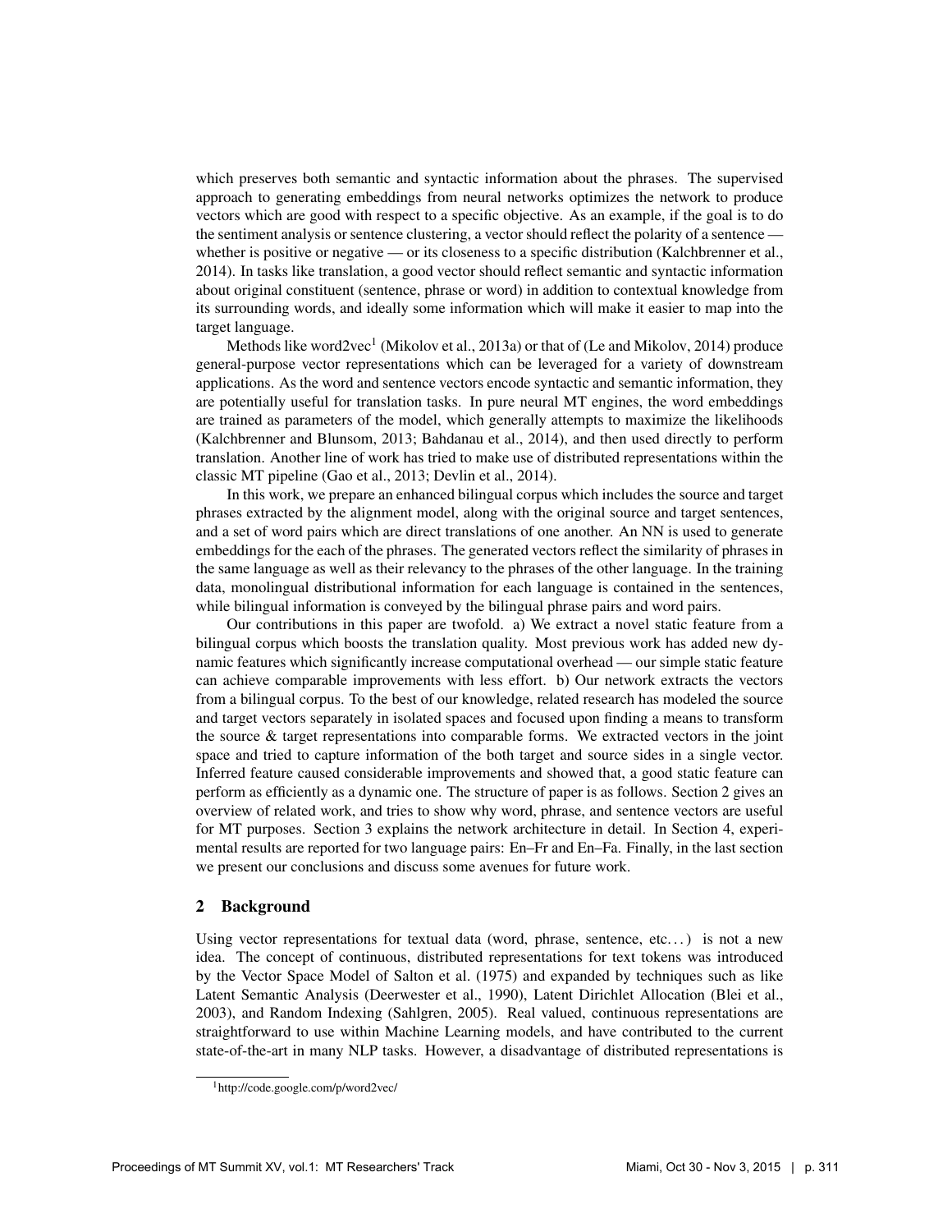which preserves both semantic and syntactic information about the phrases. The supervised approach to generating embeddings from neural networks optimizes the network to produce vectors which are good with respect to a specific objective. As an example, if the goal is to do the sentiment analysis or sentence clustering, a vector should reflect the polarity of a sentence — whether is positive or negative — or its closeness to a specific distribution (Kalchbrenner et al., 2014). In tasks like translation, a good vector should reflect semantic and syntactic information about original constituent (sentence, phrase or word) in addition to contextual knowledge from its surrounding words, and ideally some information which will make it easier to map into the target language.

Methods like word2vec[1] (Mikolov et al., 2013a) or that of (Le and Mikolov, 2014) produce general-purpose vector representations which can be leveraged for a variety of downstream applications. As the word and sentence vectors encode syntactic and semantic information, they are potentially useful for translation tasks. In pure neural MT engines, the word embeddings are trained as parameters of the model, which generally attempts to maximize the likelihoods (Kalchbrenner and Blunsom, 2013; Bahdanau et al., 2014), and then used directly to perform translation. Another line of work has tried to make use of distributed representations within the classic MT pipeline (Gao et al., 2013; Devlin et al., 2014).

In this work, we prepare an enhanced bilingual corpus which includes the source and target phrases extracted by the alignment model, along with the original source and target sentences, and a set of word pairs which are direct translations of one another. An NN is used to generate embeddings for the each of the phrases. The generated vectors reflect the similarity of phrases in the same language as well as their relevancy to the phrases of the other language. In the training data, monolingual distributional information for each language is contained in the sentences, while bilingual information is conveyed by the bilingual phrase pairs and word pairs.

Our contributions in this paper are twofold. a) We extract a novel static feature from a bilingual corpus which boosts the translation quality. Most previous work has added new dynamic features which significantly increase computational overhead — our simple static feature can achieve comparable improvements with less effort. b) Our network extracts the vectors from a bilingual corpus. To the best of our knowledge, related research has modeled the source and target vectors separately in isolated spaces and focused upon finding a means to transform the source & target representations into comparable forms. We extracted vectors in the joint space and tried to capture information of the both target and source sides in a single vector. Inferred feature caused considerable improvements and showed that, a good static feature can perform as efficiently as a dynamic one. The structure of paper is as follows. Section 2 gives an overview of related work, and tries to show why word, phrase, and sentence vectors are useful for MT purposes. Section 3 explains the network architecture in detail. In Section 4, experimental results are reported for two language pairs: En–Fr and En–Fa. Finally, in the last section we present our conclusions and discuss some avenues for future work.

## 2 Background

Using vector representations for textual data (word, phrase, sentence, etc…) is not a new idea. The concept of continuous, distributed representations for text tokens was introduced by the Vector Space Model of Salton et al. (1975) and expanded by techniques such as like Latent Semantic Analysis (Deerwester et al., 1990), Latent Dirichlet Allocation (Blei et al., 2003), and Random Indexing (Sahlgren, 2005). Real valued, continuous representations are straightforward to use within Machine Learning models, and have contributed to the current state-of-the-art in many NLP tasks. However, a disadvantage of distributed representations is

[1] http://code.google.com/p/word2vec/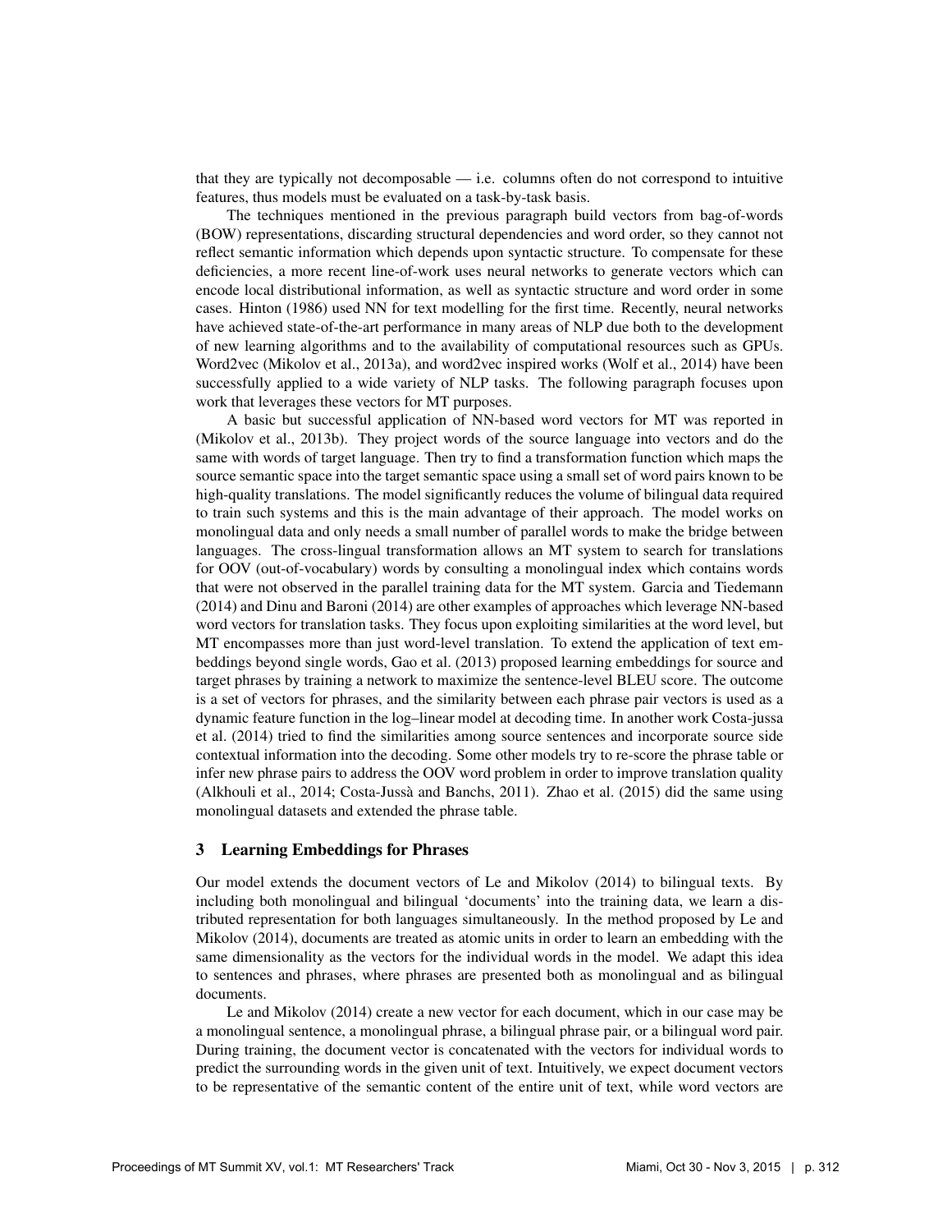that they are typically not decomposable — i.e. columns often do not correspond to intuitive features, thus models must be evaluated on a task-by-task basis.

The techniques mentioned in the previous paragraph build vectors from bag-of-words (BOW) representations, discarding structural dependencies and word order, so they cannot not reflect semantic information which depends upon syntactic structure. To compensate for these deficiencies, a more recent line-of-work uses neural networks to generate vectors which can encode local distributional information, as well as syntactic structure and word order in some cases. Hinton (1986) used NN for text modelling for the first time. Recently, neural networks have achieved state-of-the-art performance in many areas of NLP due both to the development of new learning algorithms and to the availability of computational resources such as GPUs. Word2vec (Mikolov et al., 2013a), and word2vec inspired works (Wolf et al., 2014) have been successfully applied to a wide variety of NLP tasks. The following paragraph focuses upon work that leverages these vectors for MT purposes.

A basic but successful application of NN-based word vectors for MT was reported in (Mikolov et al., 2013b). They project words of the source language into vectors and do the same with words of target language. Then try to find a transformation function which maps the source semantic space into the target semantic space using a small set of word pairs known to be high-quality translations. The model significantly reduces the volume of bilingual data required to train such systems and this is the main advantage of their approach. The model works on monolingual data and only needs a small number of parallel words to make the bridge between languages. The cross-lingual transformation allows an MT system to search for translations for OOV (out-of-vocabulary) words by consulting a monolingual index which contains words that were not observed in the parallel training data for the MT system. Garcia and Tiedemann (2014) and Dinu and Baroni (2014) are other examples of approaches which leverage NN-based word vectors for translation tasks. They focus upon exploiting similarities at the word level, but MT encompasses more than just word-level translation. To extend the application of text embeddings beyond single words, Gao et al. (2013) proposed learning embeddings for source and target phrases by training a network to maximize the sentence-level BLEU score. The outcome is a set of vectors for phrases, and the similarity between each phrase pair vectors is used as a dynamic feature function in the log–linear model at decoding time. In another work Costa-jussa et al. (2014) tried to find the similarities among source sentences and incorporate source side contextual information into the decoding. Some other models try to re-score the phrase table or infer new phrase pairs to address the OOV word problem in order to improve translation quality (Alkhouli et al., 2014; Costa-Jussà and Banchs, 2011). Zhao et al. (2015) did the same using monolingual datasets and extended the phrase table.

## 3 Learning Embeddings for Phrases

Our model extends the document vectors of Le and Mikolov (2014) to bilingual texts. By including both monolingual and bilingual 'documents' into the training data, we learn a distributed representation for both languages simultaneously. In the method proposed by Le and Mikolov (2014), documents are treated as atomic units in order to learn an embedding with the same dimensionality as the vectors for the individual words in the model. We adapt this idea to sentences and phrases, where phrases are presented both as monolingual and as bilingual documents.

Le and Mikolov (2014) create a new vector for each document, which in our case may be a monolingual sentence, a monolingual phrase, a bilingual phrase pair, or a bilingual word pair. During training, the document vector is concatenated with the vectors for individual words to predict the surrounding words in the given unit of text. Intuitively, we expect document vectors to be representative of the semantic content of the entire unit of text, while word vectors are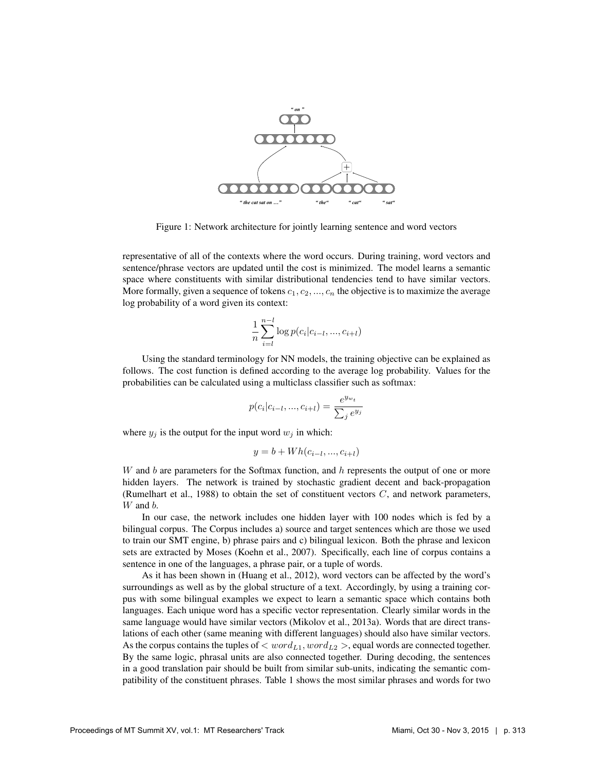Figure 1: Network architecture for jointly learning sentence and word vectors

representative of all of the contexts where the word occurs. During training, word vectors and sentence/phrase vectors are updated until the cost is minimized. The model learns a semantic space where constituents with similar distributional tendencies tend to have similar vectors. More formally, given a sequence of tokens $c_1, c_2, ..., c_n$ the objective is to maximize the average log probability of a word given its context:

$$\frac{1}{n}\sum_{i=l}^{n-l} \log p(c_i|c_{i-l}, ..., c_{i+l})$$

Using the standard terminology for NN models, the training objective can be explained as follows. The cost function is defined according to the average log probability. Values for the probabilities can be calculated using a multiclass classifier such as softmax:

$$p(c_i|c_{i-l}, ..., c_{i+l}) = \frac{e^{y_{w_t}}}{\sum_j e^{y_j}}$$

where $y_j$ is the output for the input word $w_j$ in which:

$$y = b + Wh(c_{i-l}, ..., c_{i+l})$$

$W$ and $b$ are parameters for the Softmax function, and $h$ represents the output of one or more hidden layers. The network is trained by stochastic gradient decent and back-propagation (Rumelhart et al., 1988) to obtain the set of constituent vectors $C$, and network parameters, $W$ and $b$.

In our case, the network includes one hidden layer with 100 nodes which is fed by a bilingual corpus. The Corpus includes a) source and target sentences which are those we used to train our SMT engine, b) phrase pairs and c) bilingual lexicon. Both the phrase and lexicon sets are extracted by Moses (Koehn et al., 2007). Specifically, each line of corpus contains a sentence in one of the languages, a phrase pair, or a tuple of words.

As it has been shown in (Huang et al., 2012), word vectors can be affected by the word's surroundings as well as by the global structure of a text. Accordingly, by using a training corpus with some bilingual examples we expect to learn a semantic space which contains both languages. Each unique word has a specific vector representation. Clearly similar words in the same language would have similar vectors (Mikolov et al., 2013a). Words that are direct translations of each other (same meaning with different languages) should also have similar vectors. As the corpus contains the tuples of $< word_{L1}, word_{L2} >$, equal words are connected together. By the same logic, phrasal units are also connected together. During decoding, the sentences in a good translation pair should be built from similar sub-units, indicating the semantic compatibility of the constituent phrases. Table 1 shows the most similar phrases and words for two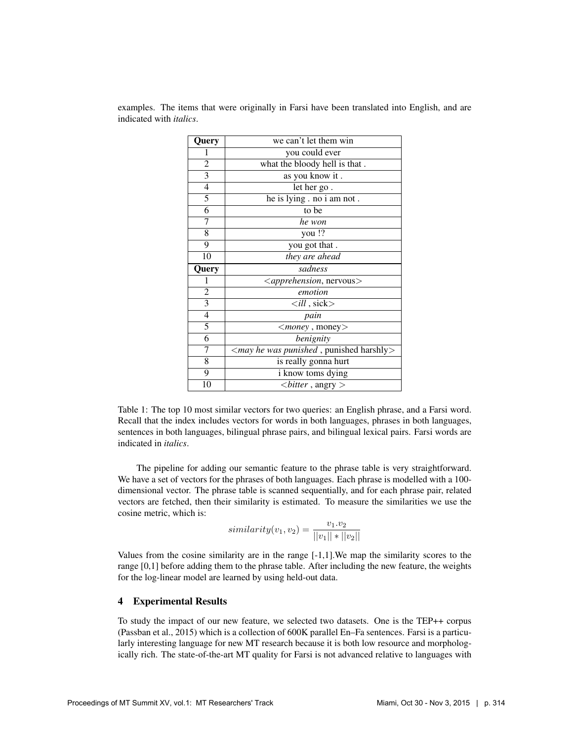examples. The items that were originally in Farsi have been translated into English, and are indicated with *italics*.

| **Query** | we can't let them win |
|---|---|
| 1 | you could ever |
| 2 | what the bloody hell is that . |
| 3 | as you know it . |
| 4 | let her go . |
| 5 | he is lying . no i am not . |
| 6 | to be |
| 7 | *he won* |
| 8 | you !? |
| 9 | you got that . |
| 10 | *they are ahead* |
| **Query** | *sadness* |
| 1 | <*apprehension*, nervous> |
| 2 | *emotion* |
| 3 | <*ill* , sick> |
| 4 | *pain* |
| 5 | <*money* , money> |
| 6 | *benignity* |
| 7 | <*may he was punished* , punished harshly> |
| 8 | is really gonna hurt |
| 9 | i know toms dying |
| 10 | <*bitter* , angry > |

Table 1: The top 10 most similar vectors for two queries: an English phrase, and a Farsi word. Recall that the index includes vectors for words in both languages, phrases in both languages, sentences in both languages, bilingual phrase pairs, and bilingual lexical pairs. Farsi words are indicated in *italics*.

The pipeline for adding our semantic feature to the phrase table is very straightforward. We have a set of vectors for the phrases of both languages. Each phrase is modelled with a 100-dimensional vector. The phrase table is scanned sequentially, and for each phrase pair, related vectors are fetched, then their similarity is estimated. To measure the similarities we use the cosine metric, which is:

$$similarity(v_1, v_2) = \frac{v_1.v_2}{||v_1|| * ||v_2||}$$

Values from the cosine similarity are in the range [-1,1].We map the similarity scores to the range [0,1] before adding them to the phrase table. After including the new feature, the weights for the log-linear model are learned by using held-out data.

## 4 Experimental Results

To study the impact of our new feature, we selected two datasets. One is the TEP++ corpus (Passban et al., 2015) which is a collection of 600K parallel En–Fa sentences. Farsi is a particularly interesting language for new MT research because it is both low resource and morphologically rich. The state-of-the-art MT quality for Farsi is not advanced relative to languages with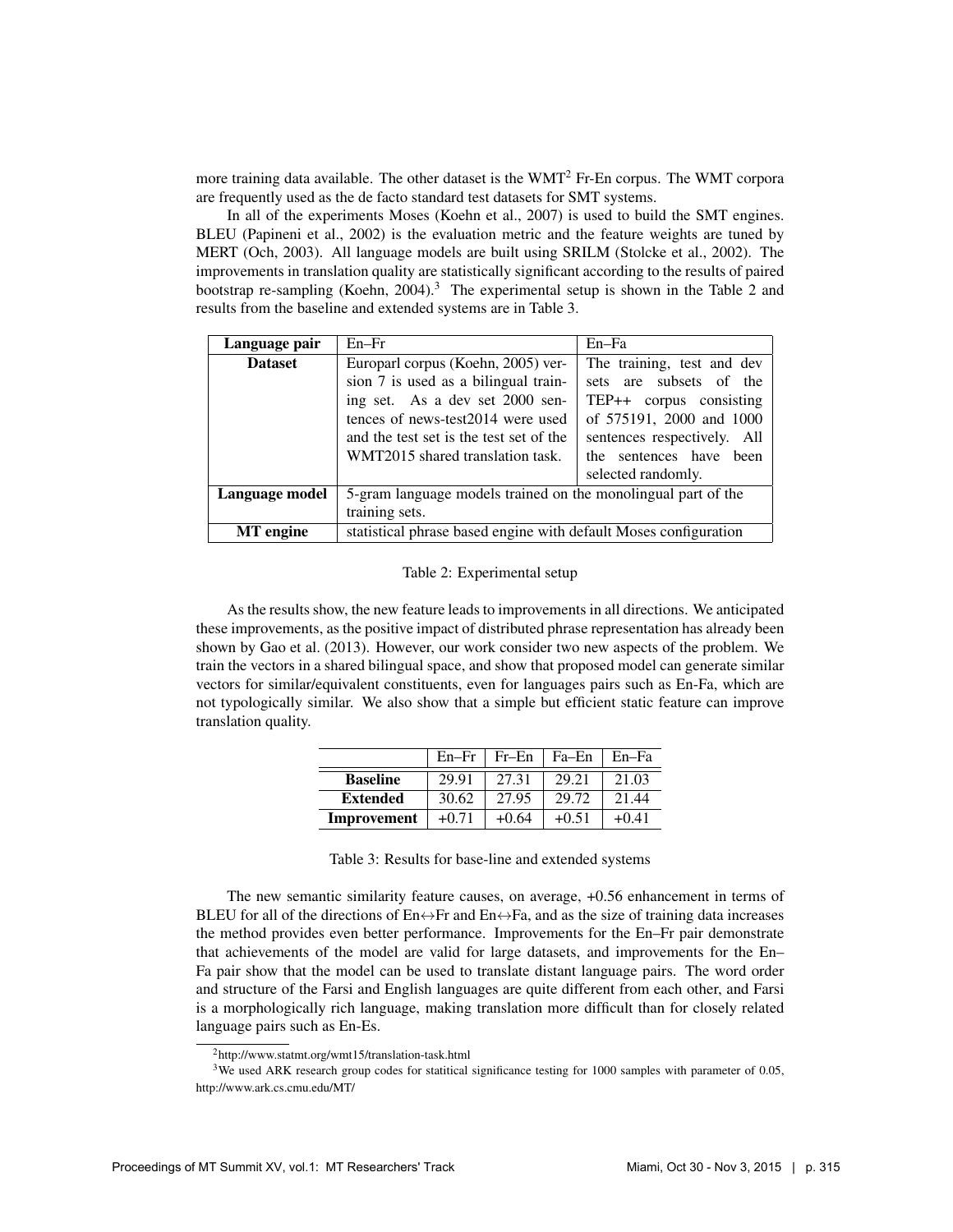more training data available. The other dataset is the WMT[2] Fr-En corpus. The WMT corpora are frequently used as the de facto standard test datasets for SMT systems.

In all of the experiments Moses (Koehn et al., 2007) is used to build the SMT engines. BLEU (Papineni et al., 2002) is the evaluation metric and the feature weights are tuned by MERT (Och, 2003). All language models are built using SRILM (Stolcke et al., 2002). The improvements in translation quality are statistically significant according to the results of paired bootstrap re-sampling (Koehn, 2004).[3] The experimental setup is shown in the Table 2 and results from the baseline and extended systems are in Table 3.

| Language pair | En–Fr | En–Fa |
|---|---|---|
| **Dataset** | Europarl corpus (Koehn, 2005) version 7 is used as a bilingual training set. As a dev set 2000 sentences of news-test2014 were used and the test set is the test set of the WMT2015 shared translation task. | The training, test and dev sets are subsets of the TEP++ corpus consisting of 575191, 2000 and 1000 sentences respectively. All the sentences have been selected randomly. |
| **Language model** | 5-gram language models trained on the monolingual part of the training sets. | |
| **MT engine** | statistical phrase based engine with default Moses configuration | |

Table 2: Experimental setup

As the results show, the new feature leads to improvements in all directions. We anticipated these improvements, as the positive impact of distributed phrase representation has already been shown by Gao et al. (2013). However, our work consider two new aspects of the problem. We train the vectors in a shared bilingual space, and show that proposed model can generate similar vectors for similar/equivalent constituents, even for languages pairs such as En-Fa, which are not typologically similar. We also show that a simple but efficient static feature can improve translation quality.

| | En–Fr | Fr–En | Fa–En | En–Fa |
|---|---|---|---|---|
| **Baseline** | 29.91 | 27.31 | 29.21 | 21.03 |
| **Extended** | 30.62 | 27.95 | 29.72 | 21.44 |
| **Improvement** | +0.71 | +0.64 | +0.51 | +0.41 |

Table 3: Results for base-line and extended systems

The new semantic similarity feature causes, on average, +0.56 enhancement in terms of BLEU for all of the directions of En↔Fr and En↔Fa, and as the size of training data increases the method provides even better performance. Improvements for the En–Fr pair demonstrate that achievements of the model are valid for large datasets, and improvements for the En–Fa pair show that the model can be used to translate distant language pairs. The word order and structure of the Farsi and English languages are quite different from each other, and Farsi is a morphologically rich language, making translation more difficult than for closely related language pairs such as En-Es.

[2] http://www.statmt.org/wmt15/translation-task.html

[3] We used ARK research group codes for statitical significance testing for 1000 samples with parameter of 0.05, http://www.ark.cs.cmu.edu/MT/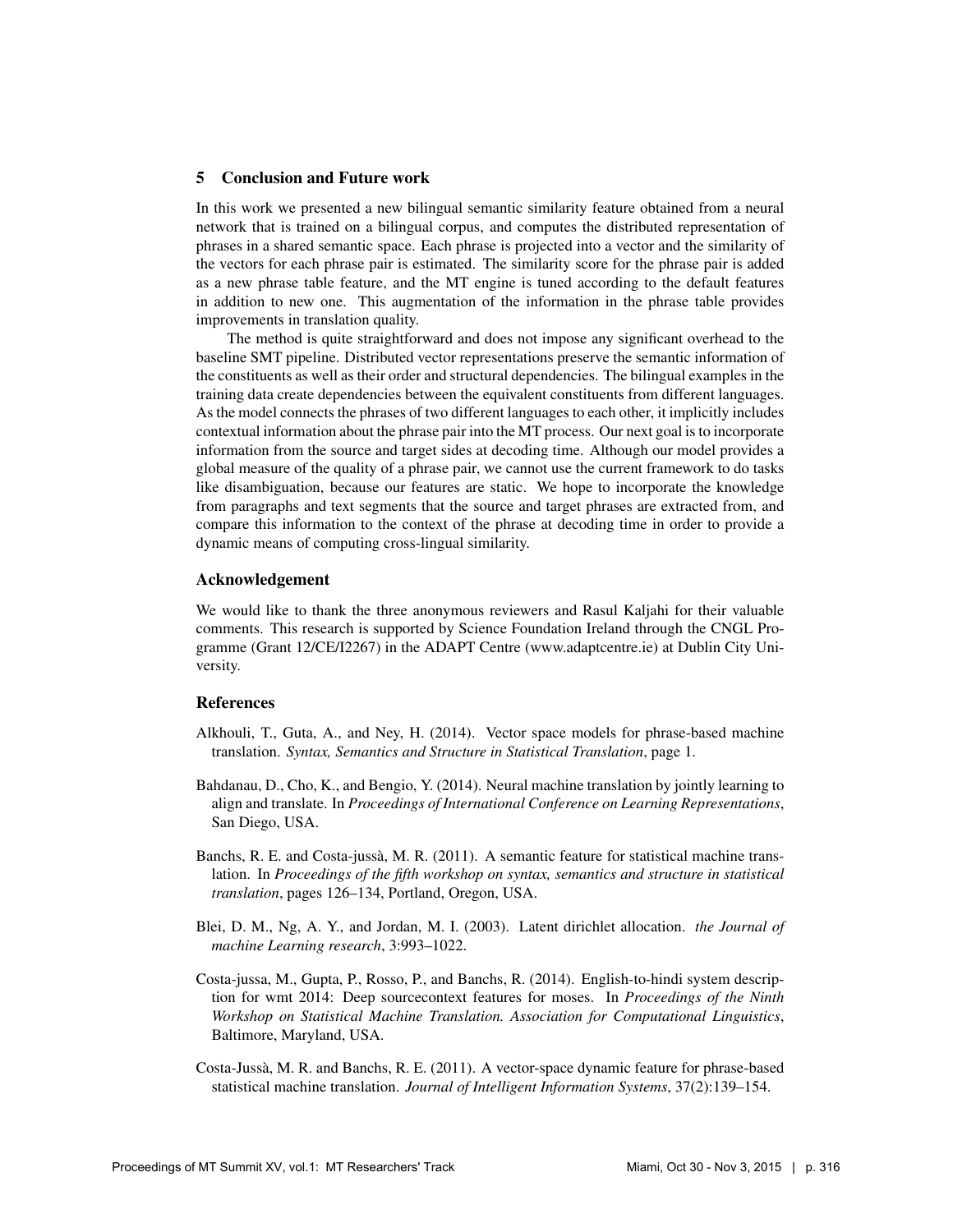## 5 Conclusion and Future work

In this work we presented a new bilingual semantic similarity feature obtained from a neural network that is trained on a bilingual corpus, and computes the distributed representation of phrases in a shared semantic space. Each phrase is projected into a vector and the similarity of the vectors for each phrase pair is estimated. The similarity score for the phrase pair is added as a new phrase table feature, and the MT engine is tuned according to the default features in addition to new one. This augmentation of the information in the phrase table provides improvements in translation quality.

The method is quite straightforward and does not impose any significant overhead to the baseline SMT pipeline. Distributed vector representations preserve the semantic information of the constituents as well as their order and structural dependencies. The bilingual examples in the training data create dependencies between the equivalent constituents from different languages. As the model connects the phrases of two different languages to each other, it implicitly includes contextual information about the phrase pair into the MT process. Our next goal is to incorporate information from the source and target sides at decoding time. Although our model provides a global measure of the quality of a phrase pair, we cannot use the current framework to do tasks like disambiguation, because our features are static. We hope to incorporate the knowledge from paragraphs and text segments that the source and target phrases are extracted from, and compare this information to the context of the phrase at decoding time in order to provide a dynamic means of computing cross-lingual similarity.

### Acknowledgement

We would like to thank the three anonymous reviewers and Rasul Kaljahi for their valuable comments. This research is supported by Science Foundation Ireland through the CNGL Programme (Grant 12/CE/I2267) in the ADAPT Centre (www.adaptcentre.ie) at Dublin City University.

### References

Alkhouli, T., Guta, A., and Ney, H. (2014). Vector space models for phrase-based machine translation. *Syntax, Semantics and Structure in Statistical Translation*, page 1.

Bahdanau, D., Cho, K., and Bengio, Y. (2014). Neural machine translation by jointly learning to align and translate. In *Proceedings of International Conference on Learning Representations*, San Diego, USA.

Banchs, R. E. and Costa-jussà, M. R. (2011). A semantic feature for statistical machine translation. In *Proceedings of the fifth workshop on syntax, semantics and structure in statistical translation*, pages 126–134, Portland, Oregon, USA.

Blei, D. M., Ng, A. Y., and Jordan, M. I. (2003). Latent dirichlet allocation. *the Journal of machine Learning research*, 3:993–1022.

Costa-jussa, M., Gupta, P., Rosso, P., and Banchs, R. (2014). English-to-hindi system description for wmt 2014: Deep sourcecontext features for moses. In *Proceedings of the Ninth Workshop on Statistical Machine Translation. Association for Computational Linguistics*, Baltimore, Maryland, USA.

Costa-Jussà, M. R. and Banchs, R. E. (2011). A vector-space dynamic feature for phrase-based statistical machine translation. *Journal of Intelligent Information Systems*, 37(2):139–154.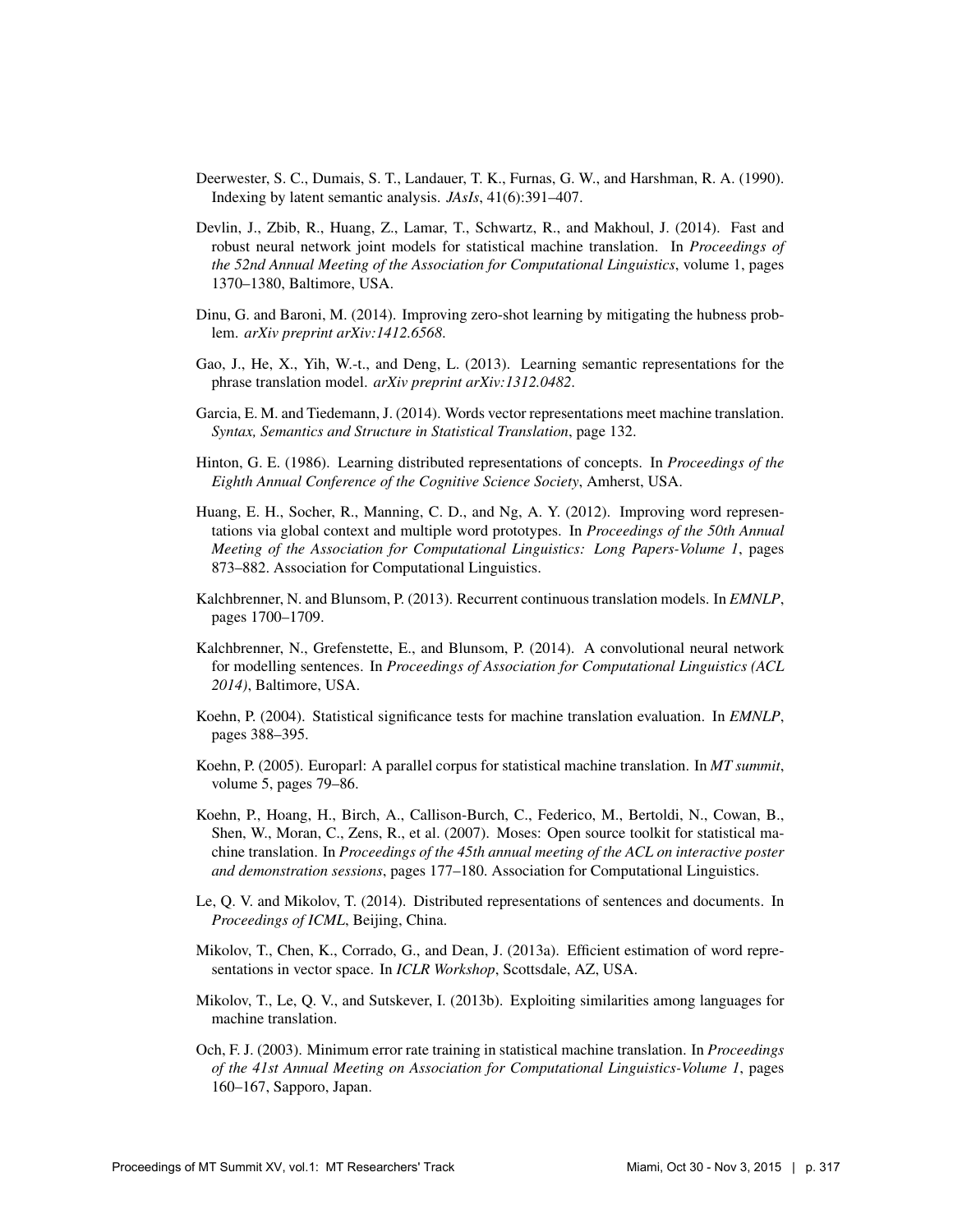Deerwester, S. C., Dumais, S. T., Landauer, T. K., Furnas, G. W., and Harshman, R. A. (1990). Indexing by latent semantic analysis. *JAsIs*, 41(6):391–407.

Devlin, J., Zbib, R., Huang, Z., Lamar, T., Schwartz, R., and Makhoul, J. (2014). Fast and robust neural network joint models for statistical machine translation. In *Proceedings of the 52nd Annual Meeting of the Association for Computational Linguistics*, volume 1, pages 1370–1380, Baltimore, USA.

Dinu, G. and Baroni, M. (2014). Improving zero-shot learning by mitigating the hubness problem. *arXiv preprint arXiv:1412.6568*.

Gao, J., He, X., Yih, W.-t., and Deng, L. (2013). Learning semantic representations for the phrase translation model. *arXiv preprint arXiv:1312.0482*.

Garcia, E. M. and Tiedemann, J. (2014). Words vector representations meet machine translation. *Syntax, Semantics and Structure in Statistical Translation*, page 132.

Hinton, G. E. (1986). Learning distributed representations of concepts. In *Proceedings of the Eighth Annual Conference of the Cognitive Science Society*, Amherst, USA.

Huang, E. H., Socher, R., Manning, C. D., and Ng, A. Y. (2012). Improving word representations via global context and multiple word prototypes. In *Proceedings of the 50th Annual Meeting of the Association for Computational Linguistics: Long Papers-Volume 1*, pages 873–882. Association for Computational Linguistics.

Kalchbrenner, N. and Blunsom, P. (2013). Recurrent continuous translation models. In *EMNLP*, pages 1700–1709.

Kalchbrenner, N., Grefenstette, E., and Blunsom, P. (2014). A convolutional neural network for modelling sentences. In *Proceedings of Association for Computational Linguistics (ACL 2014)*, Baltimore, USA.

Koehn, P. (2004). Statistical significance tests for machine translation evaluation. In *EMNLP*, pages 388–395.

Koehn, P. (2005). Europarl: A parallel corpus for statistical machine translation. In *MT summit*, volume 5, pages 79–86.

Koehn, P., Hoang, H., Birch, A., Callison-Burch, C., Federico, M., Bertoldi, N., Cowan, B., Shen, W., Moran, C., Zens, R., et al. (2007). Moses: Open source toolkit for statistical machine translation. In *Proceedings of the 45th annual meeting of the ACL on interactive poster and demonstration sessions*, pages 177–180. Association for Computational Linguistics.

Le, Q. V. and Mikolov, T. (2014). Distributed representations of sentences and documents. In *Proceedings of ICML*, Beijing, China.

Mikolov, T., Chen, K., Corrado, G., and Dean, J. (2013a). Efficient estimation of word representations in vector space. In *ICLR Workshop*, Scottsdale, AZ, USA.

Mikolov, T., Le, Q. V., and Sutskever, I. (2013b). Exploiting similarities among languages for machine translation.

Och, F. J. (2003). Minimum error rate training in statistical machine translation. In *Proceedings of the 41st Annual Meeting on Association for Computational Linguistics-Volume 1*, pages 160–167, Sapporo, Japan.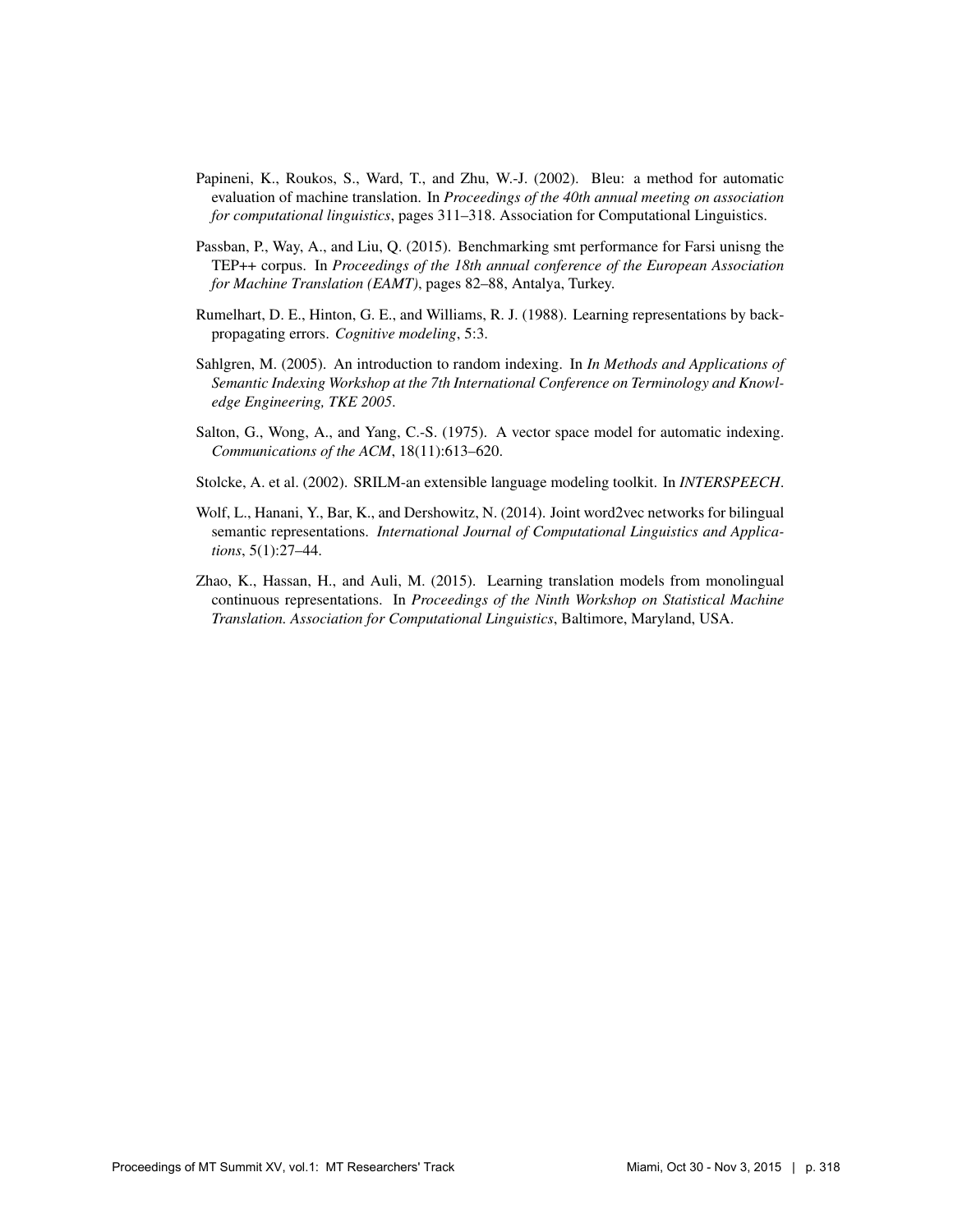Papineni, K., Roukos, S., Ward, T., and Zhu, W.-J. (2002). Bleu: a method for automatic evaluation of machine translation. In *Proceedings of the 40th annual meeting on association for computational linguistics*, pages 311–318. Association for Computational Linguistics.

Passban, P., Way, A., and Liu, Q. (2015). Benchmarking smt performance for Farsi unisng the TEP++ corpus. In *Proceedings of the 18th annual conference of the European Association for Machine Translation (EAMT)*, pages 82–88, Antalya, Turkey.

Rumelhart, D. E., Hinton, G. E., and Williams, R. J. (1988). Learning representations by back-propagating errors. *Cognitive modeling*, 5:3.

Sahlgren, M. (2005). An introduction to random indexing. In *In Methods and Applications of Semantic Indexing Workshop at the 7th International Conference on Terminology and Knowledge Engineering, TKE 2005*.

Salton, G., Wong, A., and Yang, C.-S. (1975). A vector space model for automatic indexing. *Communications of the ACM*, 18(11):613–620.

Stolcke, A. et al. (2002). SRILM-an extensible language modeling toolkit. In *INTERSPEECH*.

Wolf, L., Hanani, Y., Bar, K., and Dershowitz, N. (2014). Joint word2vec networks for bilingual semantic representations. *International Journal of Computational Linguistics and Applications*, 5(1):27–44.

Zhao, K., Hassan, H., and Auli, M. (2015). Learning translation models from monolingual continuous representations. In *Proceedings of the Ninth Workshop on Statistical Machine Translation. Association for Computational Linguistics*, Baltimore, Maryland, USA.